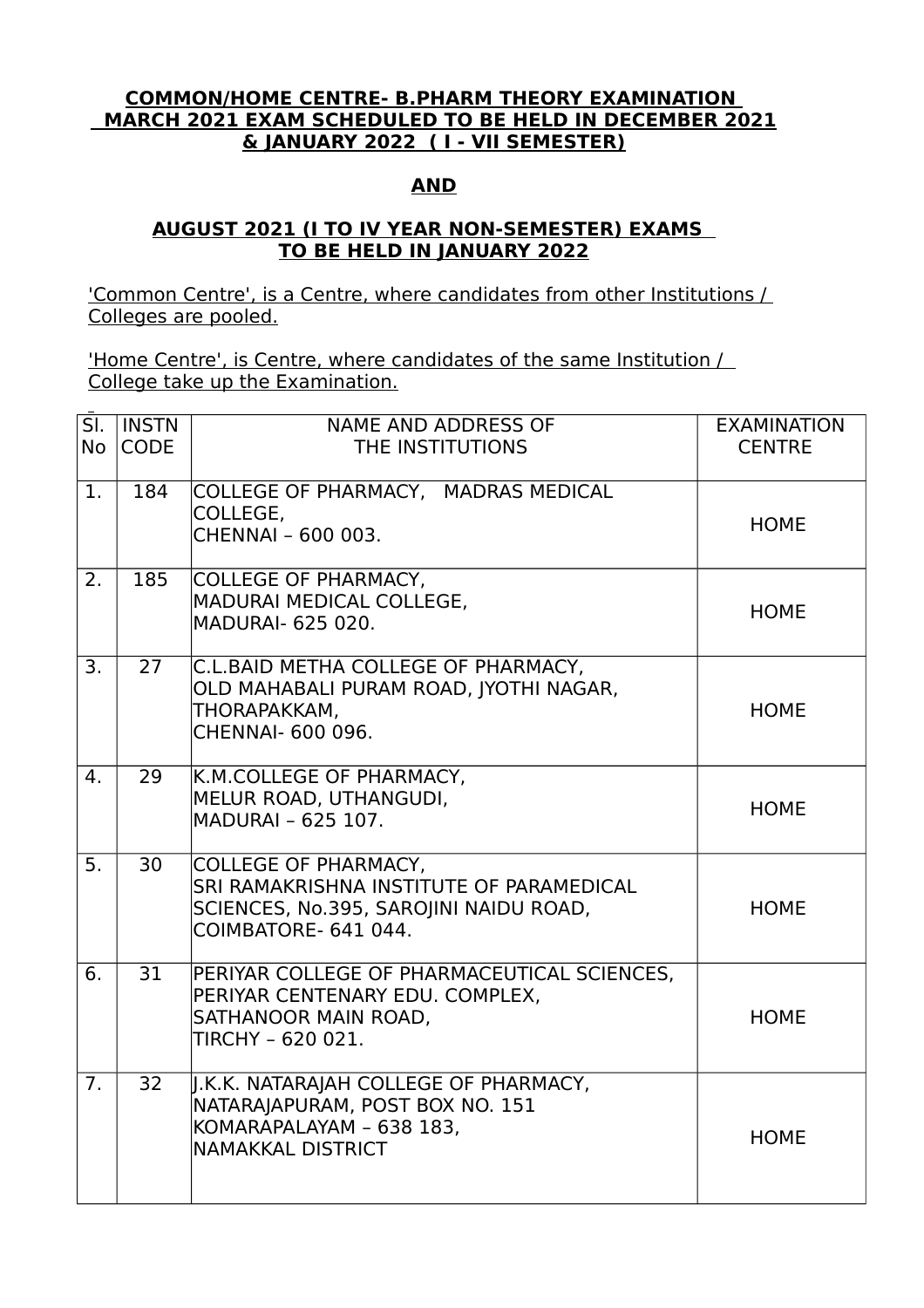**COMMON/HOME CENTRE- B.PHARM THEORY EXAMINATION MARCH 2021 EXAM SCHEDULED TO BE HELD IN DECEMBER 2021 & JANUARY 2022 ( I - VII SEMESTER)**

**AND**

**AUGUST 2021 (I TO IV YEAR NON-SEMESTER) EXAMS TO BE HELD IN JANUARY 2022**

'Common Centre', is a Centre, where candidates from other Institutions / Colleges are pooled.

'Home Centre', is Centre, where candidates of the same Institution / College take up the Examination.

| Sl. No | INSTN CODE | NAME AND ADDRESS OF THE INSTITUTIONS | EXAMINATION CENTRE |
|---|---|---|---|
| 1. | 184 | COLLEGE OF PHARMACY, MADRAS MEDICAL COLLEGE, CHENNAI – 600 003. | HOME |
| 2. | 185 | COLLEGE OF PHARMACY, MADURAI MEDICAL COLLEGE, MADURAI- 625 020. | HOME |
| 3. | 27 | C.L.BAID METHA COLLEGE OF PHARMACY, OLD MAHABALI PURAM ROAD, JYOTHI NAGAR, THORAPAKKAM, CHENNAI- 600 096. | HOME |
| 4. | 29 | K.M.COLLEGE OF PHARMACY, MELUR ROAD, UTHANGUDI, MADURAI – 625 107. | HOME |
| 5. | 30 | COLLEGE OF PHARMACY, SRI RAMAKRISHNA INSTITUTE OF PARAMEDICAL SCIENCES, No.395, SAROJINI NAIDU ROAD, COIMBATORE- 641 044. | HOME |
| 6. | 31 | PERIYAR COLLEGE OF PHARMACEUTICAL SCIENCES, PERIYAR CENTENARY EDU. COMPLEX, SATHANOOR MAIN ROAD, TIRCHY – 620 021. | HOME |
| 7. | 32 | J.K.K. NATARAJAH COLLEGE OF PHARMACY, NATARAJAPURAM, POST BOX NO. 151 KOMARAPALAYAM – 638 183, NAMAKKAL DISTRICT | HOME |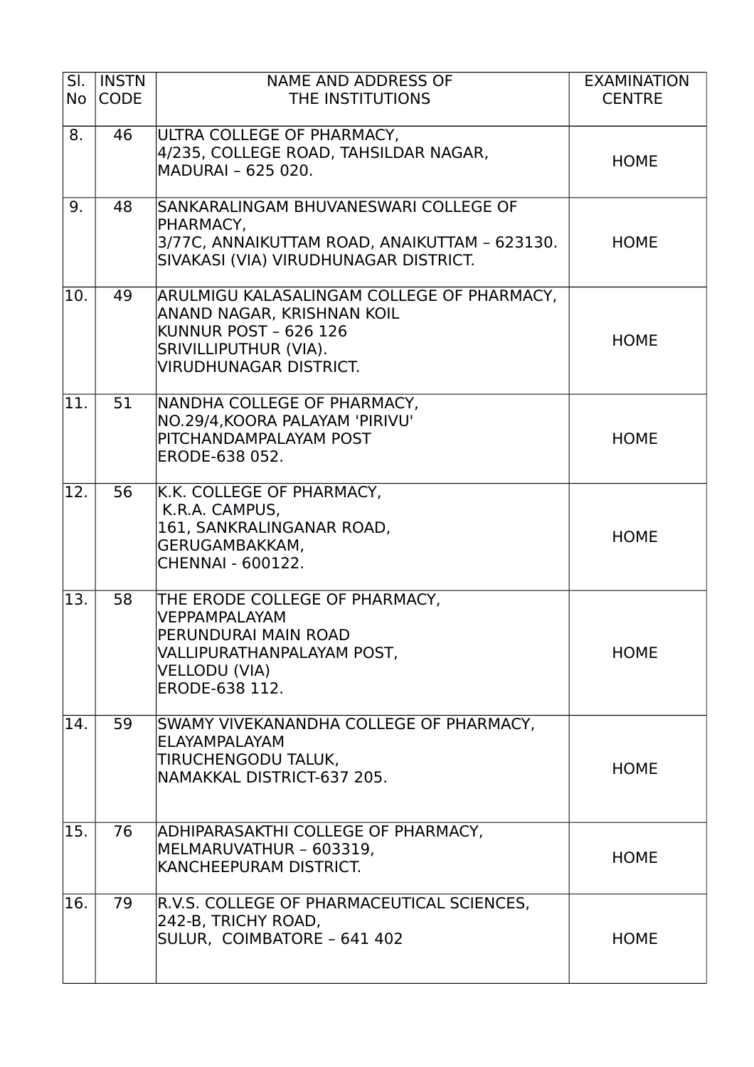| Sl. No | INSTN CODE | NAME AND ADDRESS OF THE INSTITUTIONS | EXAMINATION CENTRE |
|---|---|---|---|
| 8. | 46 | ULTRA COLLEGE OF PHARMACY,<br>4/235, COLLEGE ROAD, TAHSILDAR NAGAR,<br>MADURAI – 625 020. | HOME |
| 9. | 48 | SANKARALINGAM BHUVANESWARI COLLEGE OF PHARMACY,<br>3/77C, ANNAIKUTTAM ROAD, ANAIKUTTAM – 623130.<br>SIVAKASI (VIA) VIRUDHUNAGAR DISTRICT. | HOME |
| 10. | 49 | ARULMIGU KALASALINGAM COLLEGE OF PHARMACY,<br>ANAND NAGAR, KRISHNAN KOIL<br>KUNNUR POST – 626 126<br>SRIVILLIPUTHUR (VIA).<br>VIRUDHUNAGAR DISTRICT. | HOME |
| 11. | 51 | NANDHA COLLEGE OF PHARMACY,<br>NO.29/4,KOORA PALAYAM 'PIRIVU'<br>PITCHANDAMPALAYAM POST<br>ERODE-638 052. | HOME |
| 12. | 56 | K.K. COLLEGE OF PHARMACY,<br>K.R.A. CAMPUS,<br>161, SANKRALINGANAR ROAD,<br>GERUGAMBAKKAM,<br>CHENNAI - 600122. | HOME |
| 13. | 58 | THE ERODE COLLEGE OF PHARMACY,<br>VEPPAMPALAYAM<br>PERUNDURAI MAIN ROAD<br>VALLIPURATHANPALAYAM POST,<br>VELLODU (VIA)<br>ERODE-638 112. | HOME |
| 14. | 59 | SWAMY VIVEKANANDHA COLLEGE OF PHARMACY,<br>ELAYAMPALAYAM<br>TIRUCHENGODU TALUK,<br>NAMAKKAL DISTRICT-637 205. | HOME |
| 15. | 76 | ADHIPARASAKTHI COLLEGE OF PHARMACY,<br>MELMARUVATHUR – 603319,<br>KANCHEEPURAM DISTRICT. | HOME |
| 16. | 79 | R.V.S. COLLEGE OF PHARMACEUTICAL SCIENCES,<br>242-B, TRICHY ROAD,<br>SULUR, COIMBATORE – 641 402 | HOME |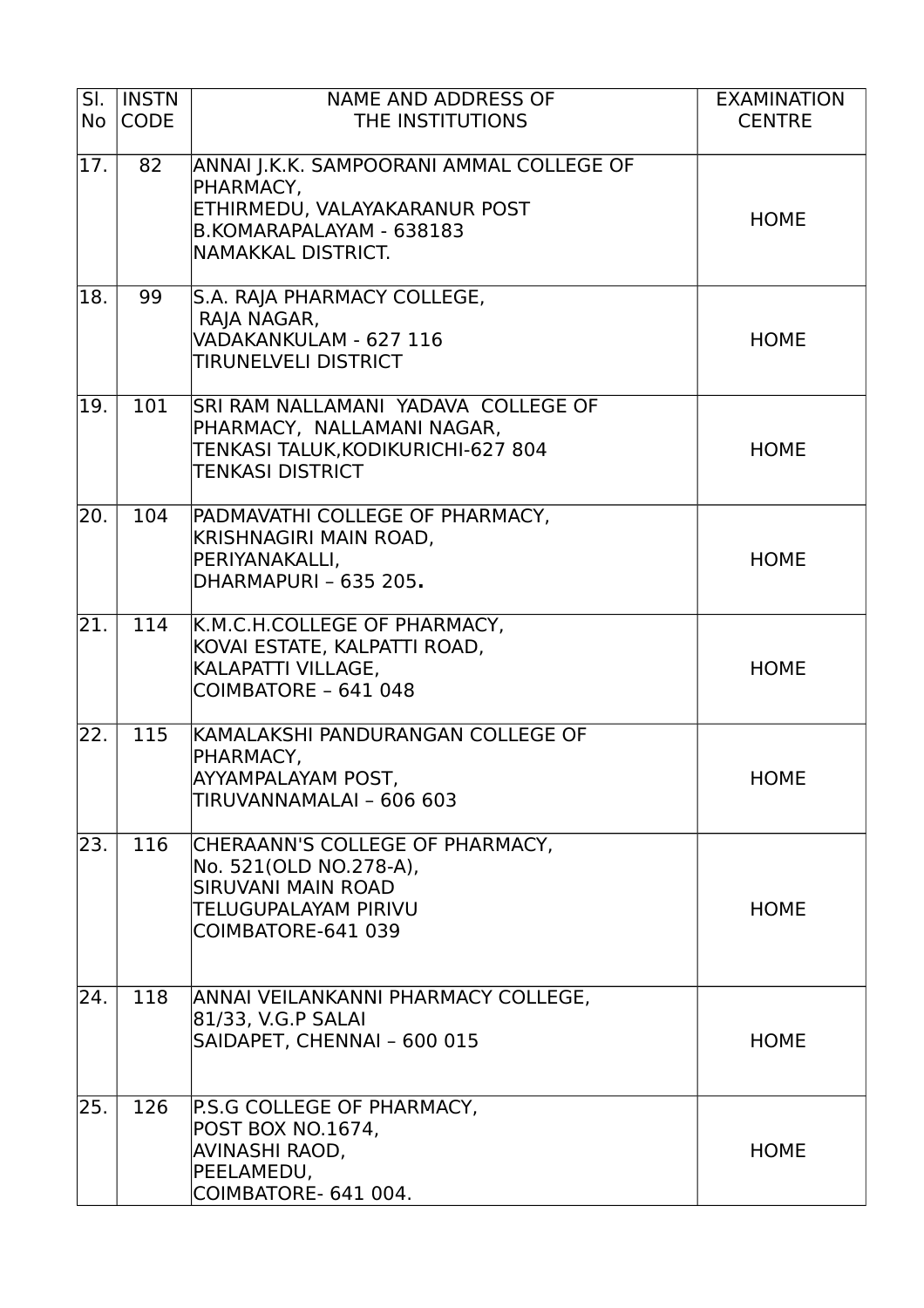| Sl. No | INSTN CODE | NAME AND ADDRESS OF THE INSTITUTIONS | EXAMINATION CENTRE |
|---|---|---|---|
| 17. | 82 | ANNAI J.K.K. SAMPOORANI AMMAL COLLEGE OF PHARMACY, ETHIRMEDU, VALAYAKARANUR POST B.KOMARAPALAYAM - 638183 NAMAKKAL DISTRICT. | HOME |
| 18. | 99 | S.A. RAJA PHARMACY COLLEGE, RAJA NAGAR, VADAKANKULAM - 627 116 TIRUNELVELI DISTRICT | HOME |
| 19. | 101 | SRI RAM NALLAMANI YADAVA COLLEGE OF PHARMACY, NALLAMANI NAGAR, TENKASI TALUK,KODIKURICHI-627 804 TENKASI DISTRICT | HOME |
| 20. | 104 | PADMAVATHI COLLEGE OF PHARMACY, KRISHNAGIRI MAIN ROAD, PERIYANAKALLI, DHARMAPURI – 635 205**.** | HOME |
| 21. | 114 | K.M.C.H.COLLEGE OF PHARMACY, KOVAI ESTATE, KALPATTI ROAD, KALAPATTI VILLAGE, COIMBATORE – 641 048 | HOME |
| 22. | 115 | KAMALAKSHI PANDURANGAN COLLEGE OF PHARMACY, AYYAMPALAYAM POST, TIRUVANNAMALAI – 606 603 | HOME |
| 23. | 116 | CHERAANN'S COLLEGE OF PHARMACY, No. 521(OLD NO.278-A), SIRUVANI MAIN ROAD TELUGUPALAYAM PIRIVU COIMBATORE-641 039 | HOME |
| 24. | 118 | ANNAI VEILANKANNI PHARMACY COLLEGE, 81/33, V.G.P SALAI SAIDAPET, CHENNAI – 600 015 | HOME |
| 25. | 126 | P.S.G COLLEGE OF PHARMACY, POST BOX NO.1674, AVINASHI RAOD, PEELAMEDU, COIMBATORE- 641 004. | HOME |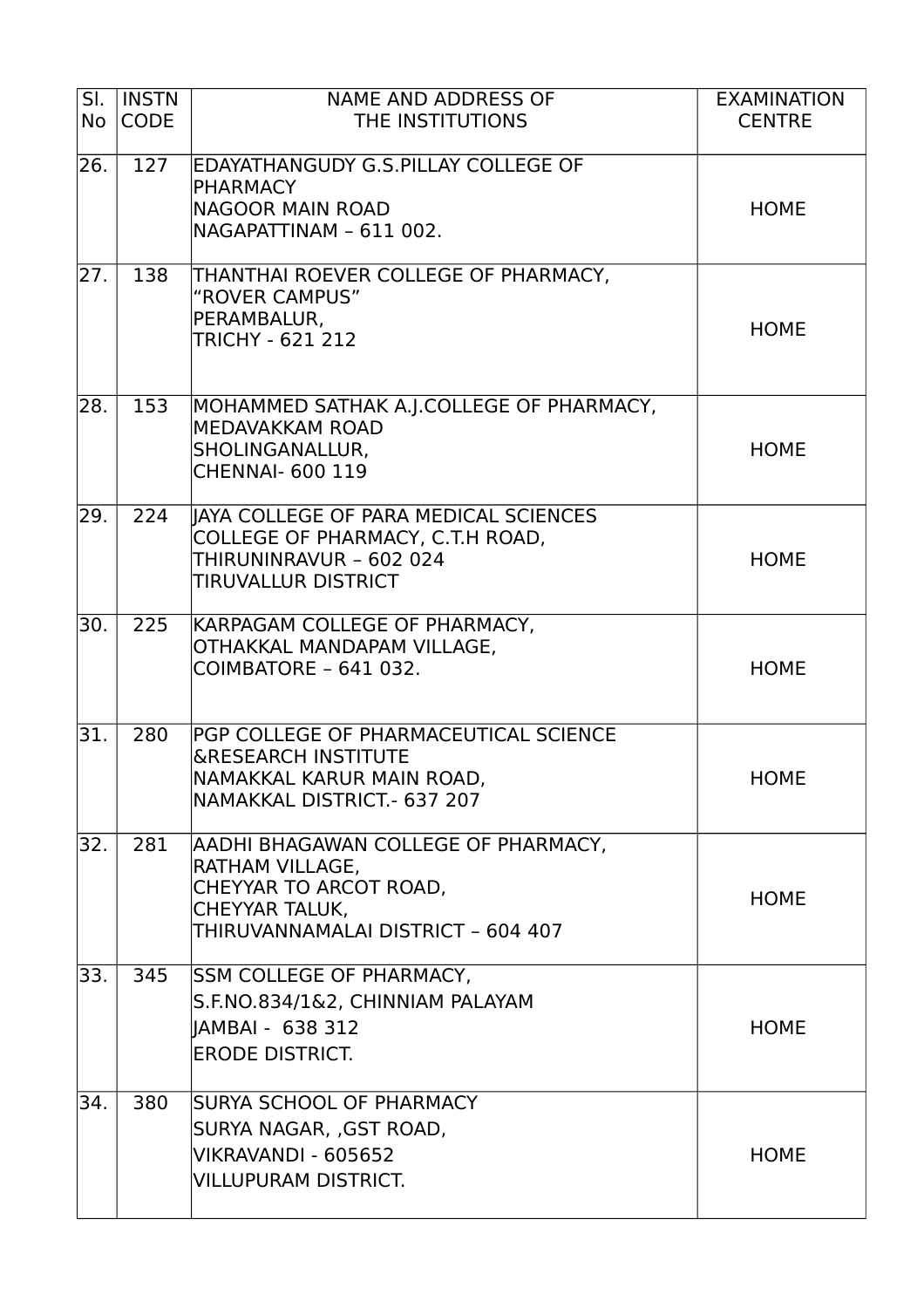| Sl. No | INSTN CODE | NAME AND ADDRESS OF THE INSTITUTIONS | EXAMINATION CENTRE |
|---|---|---|---|
| 26. | 127 | EDAYATHANGUDY G.S.PILLAY COLLEGE OF PHARMACY<br>NAGOOR MAIN ROAD<br>NAGAPATTINAM – 611 002. | HOME |
| 27. | 138 | THANTHAI ROEVER COLLEGE OF PHARMACY,<br>"ROVER CAMPUS"<br>PERAMBALUR,<br>TRICHY - 621 212 | HOME |
| 28. | 153 | MOHAMMED SATHAK A.J.COLLEGE OF PHARMACY,<br>MEDAVAKKAM ROAD<br>SHOLINGANALLUR,<br>CHENNAI- 600 119 | HOME |
| 29. | 224 | JAYA COLLEGE OF PARA MEDICAL SCIENCES<br>COLLEGE OF PHARMACY, C.T.H ROAD,<br>THIRUNINRAVUR – 602 024<br>TIRUVALLUR DISTRICT | HOME |
| 30. | 225 | KARPAGAM COLLEGE OF PHARMACY,<br>OTHAKKAL MANDAPAM VILLAGE,<br>COIMBATORE – 641 032. | HOME |
| 31. | 280 | PGP COLLEGE OF PHARMACEUTICAL SCIENCE<br>&RESEARCH INSTITUTE<br>NAMAKKAL KARUR MAIN ROAD,<br>NAMAKKAL DISTRICT.- 637 207 | HOME |
| 32. | 281 | AADHI BHAGAWAN COLLEGE OF PHARMACY,<br>RATHAM VILLAGE,<br>CHEYYAR TO ARCOT ROAD,<br>CHEYYAR TALUK,<br>THIRUVANNAMALAI DISTRICT – 604 407 | HOME |
| 33. | 345 | SSM COLLEGE OF PHARMACY,<br>S.F.NO.834/1&2, CHINNIAM PALAYAM<br>JAMBAI - 638 312<br>ERODE DISTRICT. | HOME |
| 34. | 380 | SURYA SCHOOL OF PHARMACY<br>SURYA NAGAR, ,GST ROAD,<br>VIKRAVANDI - 605652<br>VILLUPURAM DISTRICT. | HOME |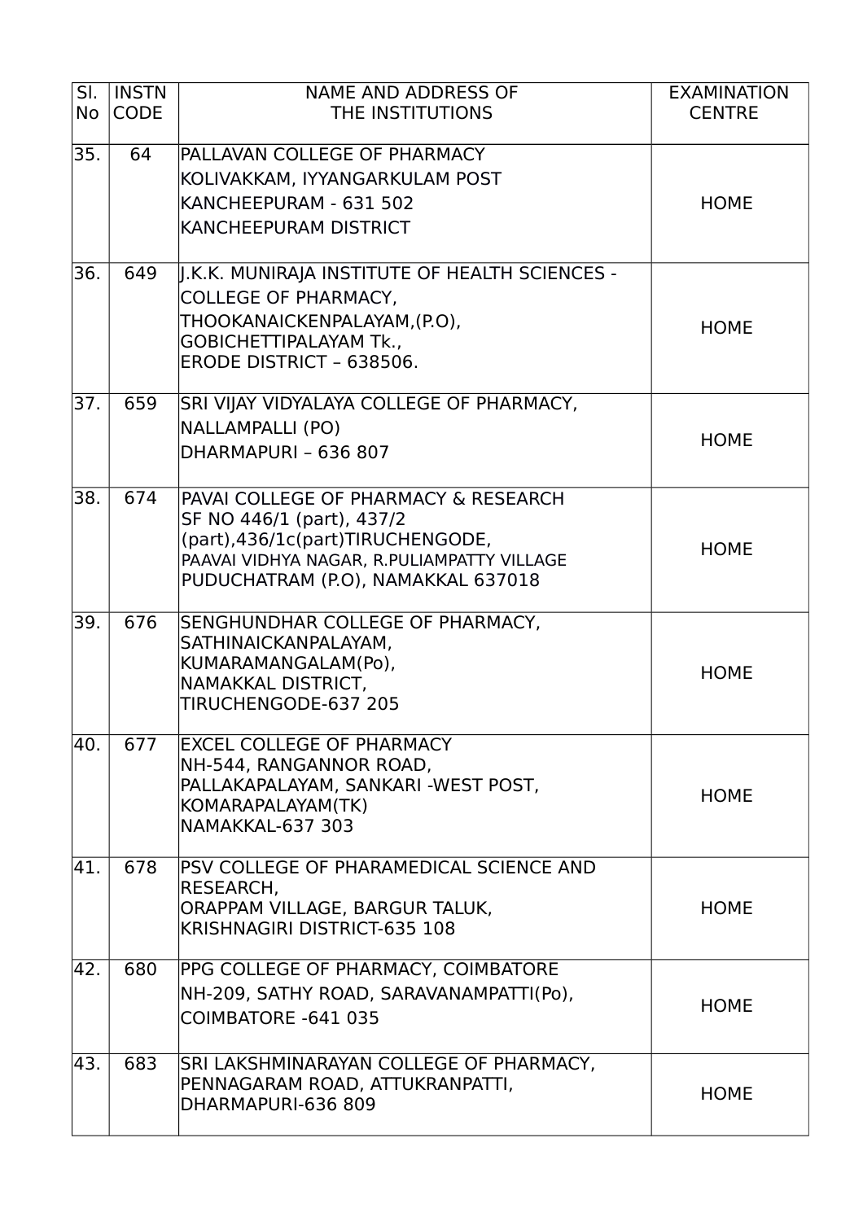| Sl. No | INSTN CODE | NAME AND ADDRESS OF THE INSTITUTIONS | EXAMINATION CENTRE |
|---|---|---|---|
| 35. | 64 | PALLAVAN COLLEGE OF PHARMACY<br>KOLIVAKKAM, IYYANGARKULAM POST<br>KANCHEEPURAM - 631 502<br>KANCHEEPURAM DISTRICT | HOME |
| 36. | 649 | J.K.K. MUNIRAJA INSTITUTE OF HEALTH SCIENCES - COLLEGE OF PHARMACY,<br>THOOKANAICKENPALAYAM,(P.O),<br>GOBICHETTIPALAYAM Tk.,<br>ERODE DISTRICT – 638506. | HOME |
| 37. | 659 | SRI VIJAY VIDYALAYA COLLEGE OF PHARMACY,<br>NALLAMPALLI (PO)<br>DHARMAPURI – 636 807 | HOME |
| 38. | 674 | PAVAI COLLEGE OF PHARMACY & RESEARCH<br>SF NO 446/1 (part), 437/2 (part),436/1c(part)TIRUCHENGODE,<br>PAAVAI VIDHYA NAGAR, R.PULIAMPATTY VILLAGE<br>PUDUCHATRAM (P.O), NAMAKKAL 637018 | HOME |
| 39. | 676 | SENGHUNDHAR COLLEGE OF PHARMACY,<br>SATHINAICKANPALAYAM,<br>KUMARAMANGALAM(Po),<br>NAMAKKAL DISTRICT,<br>TIRUCHENGODE-637 205 | HOME |
| 40. | 677 | EXCEL COLLEGE OF PHARMACY<br>NH-544, RANGANNOR ROAD,<br>PALLAKAPALAYAM, SANKARI -WEST POST,<br>KOMARAPALAYAM(TK)<br>NAMAKKAL-637 303 | HOME |
| 41. | 678 | PSV COLLEGE OF PHARAMEDICAL SCIENCE AND RESEARCH,<br>ORAPPAM VILLAGE, BARGUR TALUK,<br>KRISHNAGIRI DISTRICT-635 108 | HOME |
| 42. | 680 | PPG COLLEGE OF PHARMACY, COIMBATORE<br>NH-209, SATHY ROAD, SARAVANAMPATTI(Po),<br>COIMBATORE -641 035 | HOME |
| 43. | 683 | SRI LAKSHMINARAYAN COLLEGE OF PHARMACY,<br>PENNAGARAM ROAD, ATTUKRANPATTI,<br>DHARMAPURI-636 809 | HOME |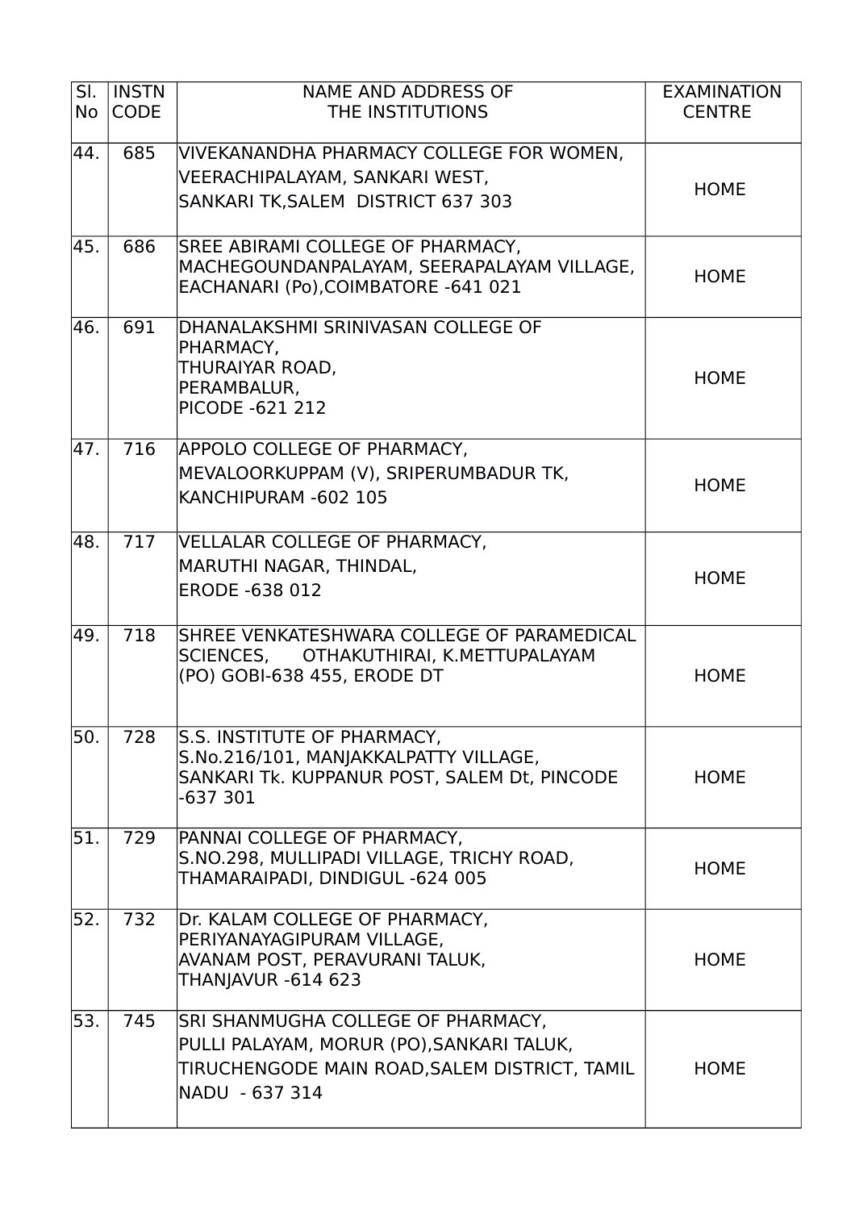| Sl. No | INSTN CODE | NAME AND ADDRESS OF THE INSTITUTIONS | EXAMINATION CENTRE |
|---|---|---|---|
| 44. | 685 | VIVEKANANDHA PHARMACY COLLEGE FOR WOMEN, VEERACHIPALAYAM, SANKARI WEST, SANKARI TK,SALEM DISTRICT 637 303 | HOME |
| 45. | 686 | SREE ABIRAMI COLLEGE OF PHARMACY, MACHEGOUNDANPALAYAM, SEERAPALAYAM VILLAGE, EACHANARI (Po),COIMBATORE -641 021 | HOME |
| 46. | 691 | DHANALAKSHMI SRINIVASAN COLLEGE OF PHARMACY, THURAIYAR ROAD, PERAMBALUR, PICODE -621 212 | HOME |
| 47. | 716 | APPOLO COLLEGE OF PHARMACY, MEVALOORKUPPAM (V), SRIPERUMBADUR TK, KANCHIPURAM -602 105 | HOME |
| 48. | 717 | VELLALAR COLLEGE OF PHARMACY, MARUTHI NAGAR, THINDAL, ERODE -638 012 | HOME |
| 49. | 718 | SHREE VENKATESHWARA COLLEGE OF PARAMEDICAL SCIENCES, OTHAKUTHIRAI, K.METTUPALAYAM (PO) GOBI-638 455, ERODE DT | HOME |
| 50. | 728 | S.S. INSTITUTE OF PHARMACY, S.No.216/101, MANJAKKALPATTY VILLAGE, SANKARI Tk. KUPPANUR POST, SALEM Dt, PINCODE -637 301 | HOME |
| 51. | 729 | PANNAI COLLEGE OF PHARMACY, S.NO.298, MULLIPADI VILLAGE, TRICHY ROAD, THAMARAIPADI, DINDIGUL -624 005 | HOME |
| 52. | 732 | Dr. KALAM COLLEGE OF PHARMACY, PERIYANAYAGIPURAM VILLAGE, AVANAM POST, PERAVURANI TALUK, THANJAVUR -614 623 | HOME |
| 53. | 745 | SRI SHANMUGHA COLLEGE OF PHARMACY, PULLI PALAYAM, MORUR (PO),SANKARI TALUK, TIRUCHENGODE MAIN ROAD,SALEM DISTRICT, TAMIL NADU - 637 314 | HOME |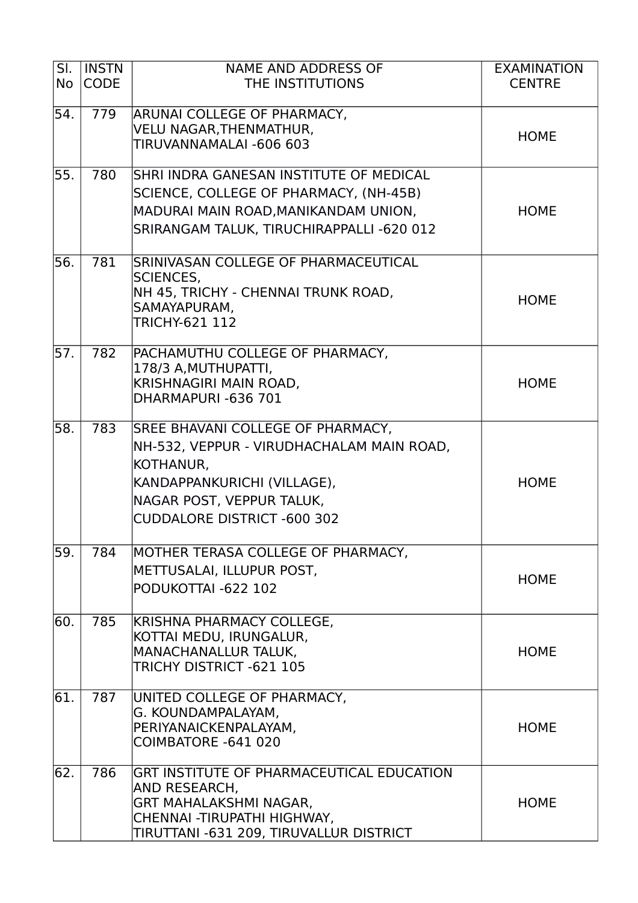| Sl. No | INSTN CODE | NAME AND ADDRESS OF THE INSTITUTIONS | EXAMINATION CENTRE |
|---|---|---|---|
| 54. | 779 | ARUNAI COLLEGE OF PHARMACY,<br>VELU NAGAR,THENMATHUR,<br>TIRUVANNAMALAI -606 603 | HOME |
| 55. | 780 | SHRI INDRA GANESAN INSTITUTE OF MEDICAL SCIENCE, COLLEGE OF PHARMACY, (NH-45B)<br>MADURAI MAIN ROAD,MANIKANDAM UNION,<br>SRIRANGAM TALUK, TIRUCHIRAPPALLI -620 012 | HOME |
| 56. | 781 | SRINIVASAN COLLEGE OF PHARMACEUTICAL SCIENCES,<br>NH 45, TRICHY - CHENNAI TRUNK ROAD,<br>SAMAYAPURAM,<br>TRICHY-621 112 | HOME |
| 57. | 782 | PACHAMUTHU COLLEGE OF PHARMACY,<br>178/3 A,MUTHUPATTI,<br>KRISHNAGIRI MAIN ROAD,<br>DHARMAPURI -636 701 | HOME |
| 58. | 783 | SREE BHAVANI COLLEGE OF PHARMACY,<br>NH-532, VEPPUR - VIRUDHACHALAM MAIN ROAD,<br>KOTHANUR,<br>KANDAPPANKURICHI (VILLAGE),<br>NAGAR POST, VEPPUR TALUK,<br>CUDDALORE DISTRICT -600 302 | HOME |
| 59. | 784 | MOTHER TERASA COLLEGE OF PHARMACY,<br>METTUSALAI, ILLUPUR POST,<br>PODUKOTTAI -622 102 | HOME |
| 60. | 785 | KRISHNA PHARMACY COLLEGE,<br>KOTTAI MEDU, IRUNGALUR,<br>MANACHANALLUR TALUK,<br>TRICHY DISTRICT -621 105 | HOME |
| 61. | 787 | UNITED COLLEGE OF PHARMACY,<br>G. KOUNDAMPALAYAM,<br>PERIYANAICKENPALAYAM,<br>COIMBATORE -641 020 | HOME |
| 62. | 786 | GRT INSTITUTE OF PHARMACEUTICAL EDUCATION AND RESEARCH,<br>GRT MAHALAKSHMI NAGAR,<br>CHENNAI -TIRUPATHI HIGHWAY,<br>TIRUTTANI -631 209, TIRUVALLUR DISTRICT | HOME |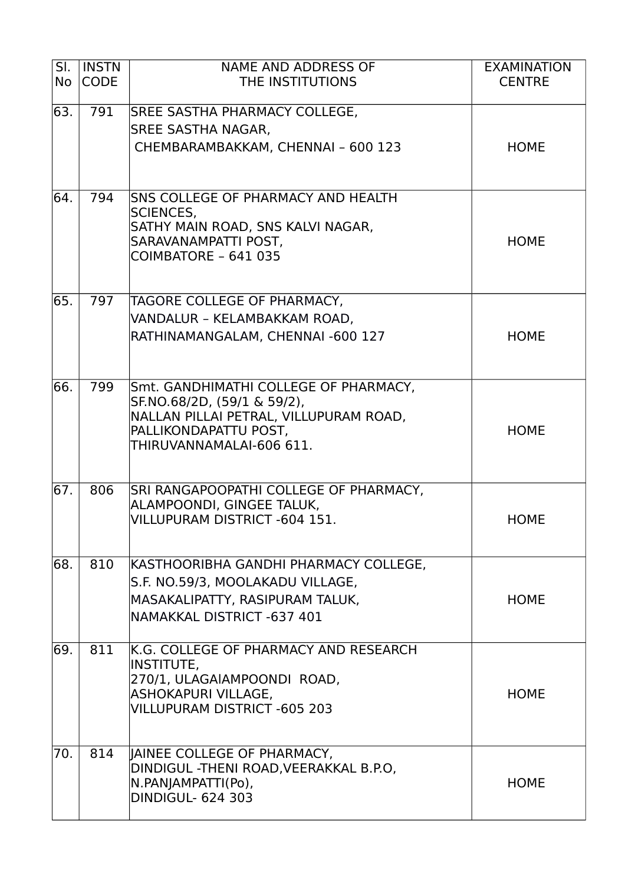| Sl. No | INSTN CODE | NAME AND ADDRESS OF THE INSTITUTIONS | EXAMINATION CENTRE |
|---|---|---|---|
| 63. | 791 | SREE SASTHA PHARMACY COLLEGE, SREE SASTHA NAGAR, CHEMBARAMBAKKAM, CHENNAI – 600 123 | HOME |
| 64. | 794 | SNS COLLEGE OF PHARMACY AND HEALTH SCIENCES, SATHY MAIN ROAD, SNS KALVI NAGAR, SARAVANAMPATTI POST, COIMBATORE – 641 035 | HOME |
| 65. | 797 | TAGORE COLLEGE OF PHARMACY, VANDALUR – KELAMBAKKAM ROAD, RATHINAMANGALAM, CHENNAI -600 127 | HOME |
| 66. | 799 | Smt. GANDHIMATHI COLLEGE OF PHARMACY, SF.NO.68/2D, (59/1 & 59/2), NALLAN PILLAI PETRAL, VILLUPURAM ROAD, PALLIKONDAPATTU POST, THIRUVANNAMALAI-606 611. | HOME |
| 67. | 806 | SRI RANGAPOOPATHI COLLEGE OF PHARMACY, ALAMPOONDI, GINGEE TALUK, VILLUPURAM DISTRICT -604 151. | HOME |
| 68. | 810 | KASTHOORIBHA GANDHI PHARMACY COLLEGE, S.F. NO.59/3, MOOLAKADU VILLAGE, MASAKALIPATTY, RASIPURAM TALUK, NAMAKKAL DISTRICT -637 401 | HOME |
| 69. | 811 | K.G. COLLEGE OF PHARMACY AND RESEARCH INSTITUTE, 270/1, ULAGAIAMPOONDI ROAD, ASHOKAPURI VILLAGE, VILLUPURAM DISTRICT -605 203 | HOME |
| 70. | 814 | JAINEE COLLEGE OF PHARMACY, DINDIGUL -THENI ROAD,VEERAKKAL B.P.O, N.PANJAMPATTI(Po), DINDIGUL- 624 303 | HOME |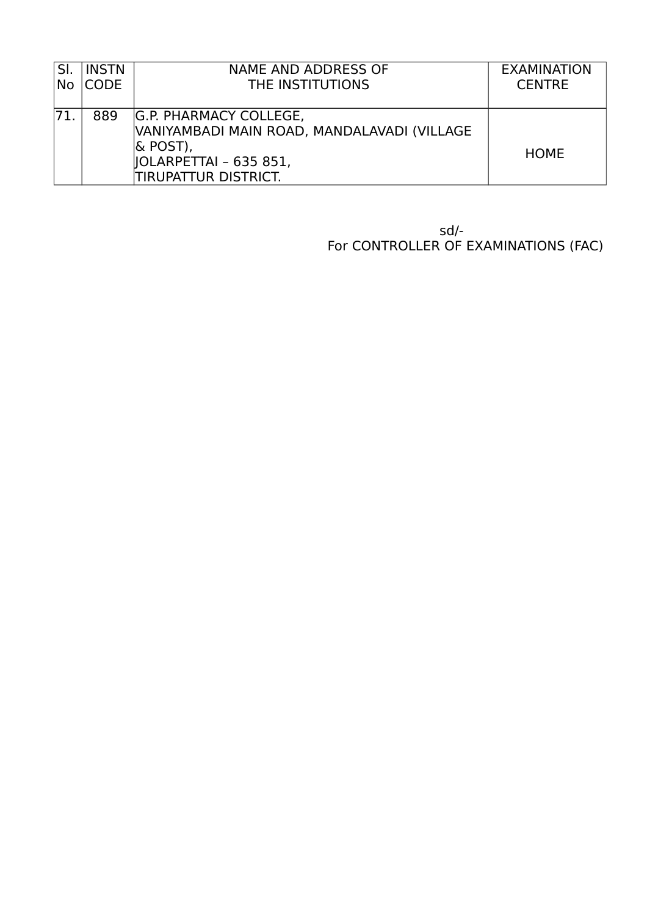| Sl. No | INSTN CODE | NAME AND ADDRESS OF THE INSTITUTIONS | EXAMINATION CENTRE |
|---|---|---|---|
| 71. | 889 | G.P. PHARMACY COLLEGE, VANIYAMBADI MAIN ROAD, MANDALAVADI (VILLAGE & POST), JOLARPETTAI – 635 851, TIRUPATTUR DISTRICT. | HOME |

sd/-
For CONTROLLER OF EXAMINATIONS (FAC)